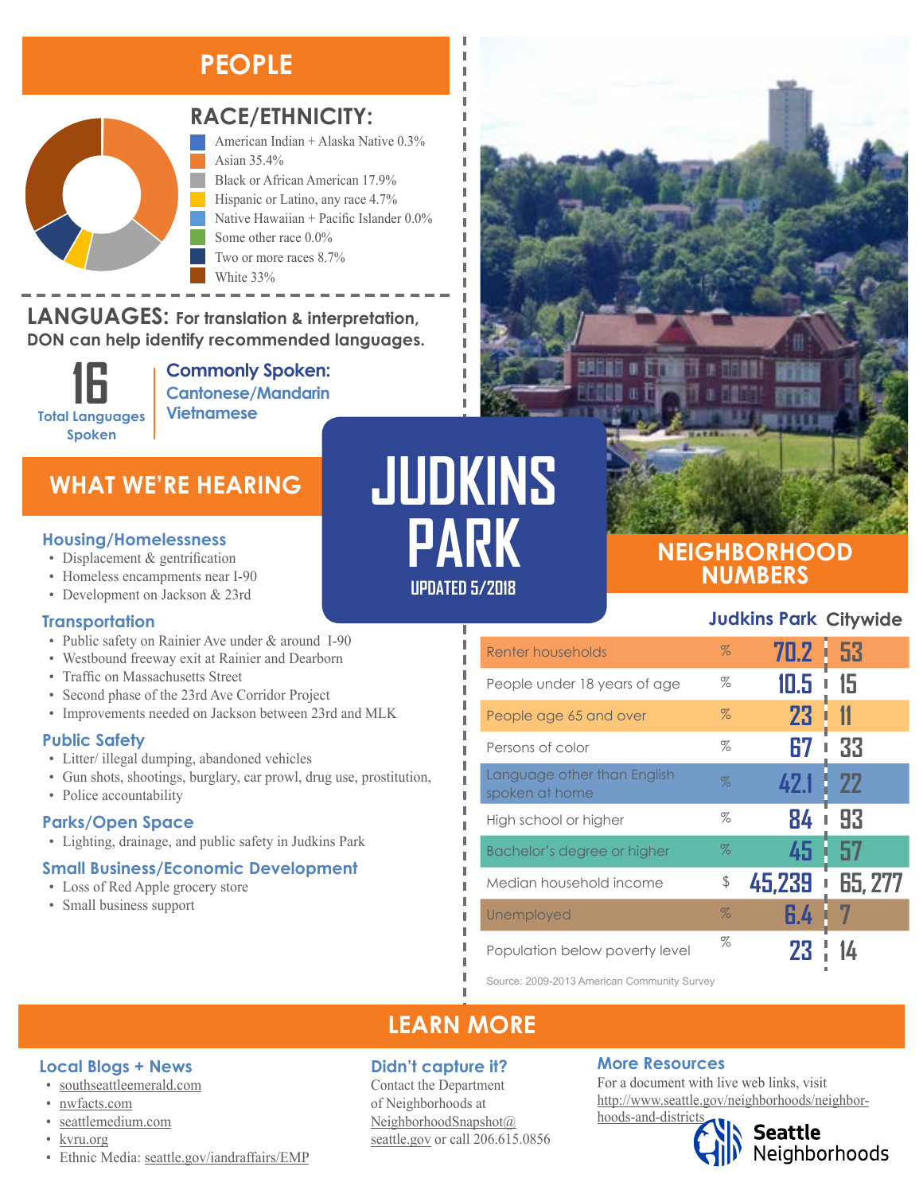# JUDKINS PARK

UPDATED 5/2018

## PEOPLE

### RACE/ETHNICITY:

- American Indian + Alaska Native 0.3%
- Asian 35.4%
- Black or African American 17.9%
- Hispanic or Latino, any race 4.7%
- Native Hawaiian + Pacific Islander 0.0%
- Some other race 0.0%
- Two or more races 8.7%
- White 33%

### LANGUAGES: For translation & interpretation, DON can help identify recommended languages.

**16** Total Languages Spoken

**Commonly Spoken:**
Cantonese/Mandarin
Vietnamese

## WHAT WE'RE HEARING

### Housing/Homelessness

- Displacement & gentrification
- Homeless encampments near I-90
- Development on Jackson & 23rd

### Transportation

- Public safety on Rainier Ave under & around I-90
- Westbound freeway exit at Rainier and Dearborn
- Traffic on Massachusetts Street
- Second phase of the 23rd Ave Corridor Project
- Improvements needed on Jackson between 23rd and MLK

### Public Safety

- Litter/ illegal dumping, abandoned vehicles
- Gun shots, shootings, burglary, car prowl, drug use, prostitution,
- Police accountability

### Parks/Open Space

- Lighting, drainage, and public safety in Judkins Park

### Small Business/Economic Development

- Loss of Red Apple grocery store
- Small business support

## NEIGHBORHOOD NUMBERS

| | | Judkins Park | Citywide |
|---|---|---|---|
| Renter households | % | 70.2 | 53 |
| People under 18 years of age | % | 10.5 | 15 |
| People age 65 and over | % | 23 | 11 |
| Persons of color | % | 67 | 33 |
| Language other than English spoken at home | % | 42.1 | 22 |
| High school or higher | % | 84 | 93 |
| Bachelor's degree or higher | % | 45 | 57 |
| Median household income | $ | 45,239 | 65, 277 |
| Unemployed | % | 6.4 | 7 |
| Population below poverty level | % | 23 | 14 |

Source: 2009-2013 American Community Survey

## LEARN MORE

### Local Blogs + News

- southseattleemerald.com
- nwfacts.com
- seattlemedium.com
- kvru.org
- Ethnic Media: seattle.gov/iandraffairs/EMP

### Didn't capture it?

Contact the Department of Neighborhoods at NeighborhoodSnapshot@seattle.gov or call 206.615.0856

### More Resources

For a document with live web links, visit http://www.seattle.gov/neighborhoods/neighborhoods-and-districts

Seattle Neighborhoods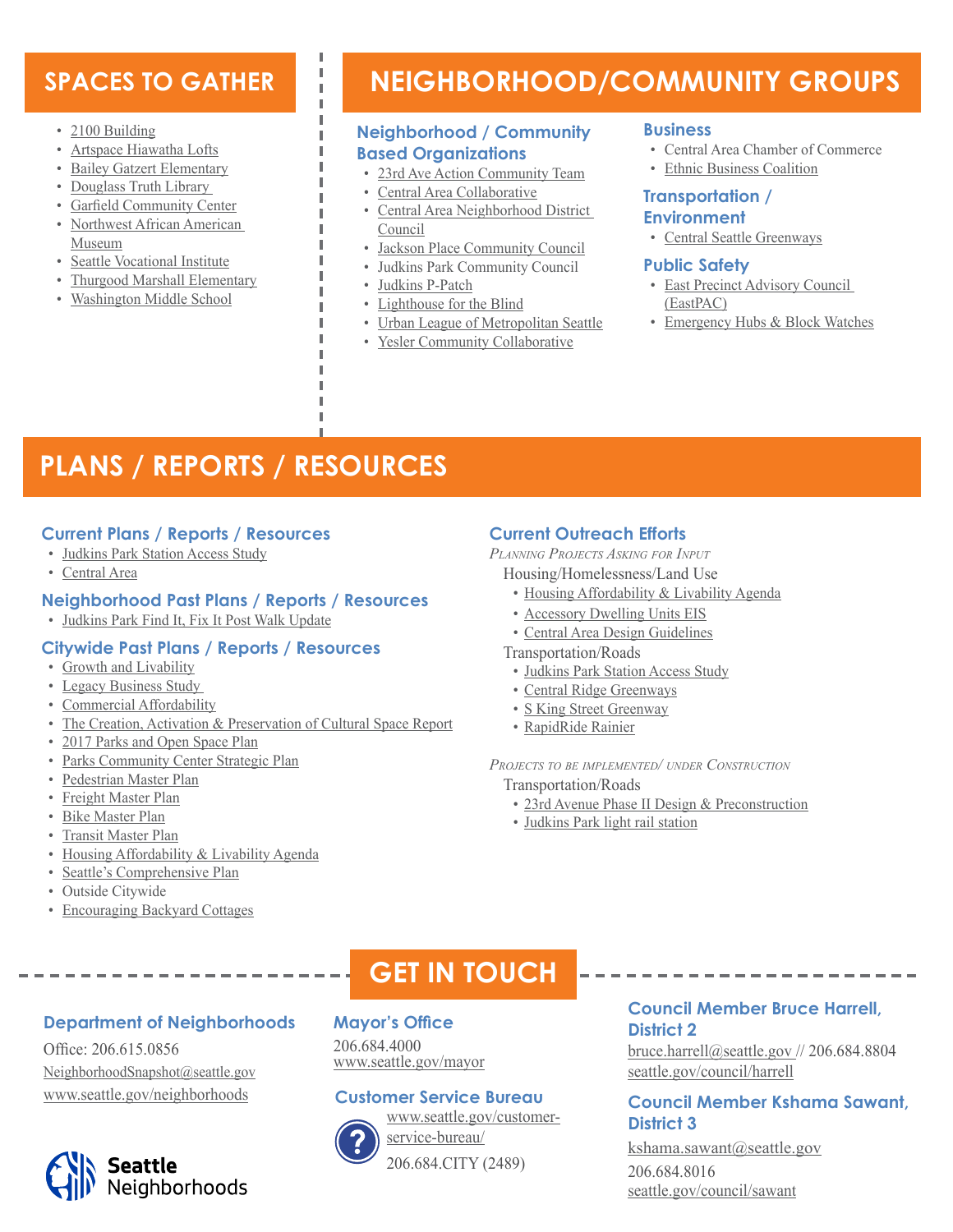## SPACES TO GATHER

- 2100 Building
- Artspace Hiawatha Lofts
- Bailey Gatzert Elementary
- Douglass Truth Library
- Garfield Community Center
- Northwest African American Museum
- Seattle Vocational Institute
- Thurgood Marshall Elementary
- Washington Middle School

## NEIGHBORHOOD/COMMUNITY GROUPS

### Neighborhood / Community Based Organizations

- 23rd Ave Action Community Team
- Central Area Collaborative
- Central Area Neighborhood District Council
- Jackson Place Community Council
- Judkins Park Community Council
- Judkins P-Patch
- Lighthouse for the Blind
- Urban League of Metropolitan Seattle
- Yesler Community Collaborative

### Business

- Central Area Chamber of Commerce
- Ethnic Business Coalition

### Transportation / Environment

- Central Seattle Greenways

### Public Safety

- East Precinct Advisory Council (EastPAC)
- Emergency Hubs & Block Watches

## PLANS / REPORTS / RESOURCES

### Current Plans / Reports / Resources

- Judkins Park Station Access Study
- Central Area

### Neighborhood Past Plans / Reports / Resources

- Judkins Park Find It, Fix It Post Walk Update

### Citywide Past Plans / Reports / Resources

- Growth and Livability
- Legacy Business Study
- Commercial Affordability
- The Creation, Activation & Preservation of Cultural Space Report
- 2017 Parks and Open Space Plan
- Parks Community Center Strategic Plan
- Pedestrian Master Plan
- Freight Master Plan
- Bike Master Plan
- Transit Master Plan
- Housing Affordability & Livability Agenda
- Seattle's Comprehensive Plan
- Outside Citywide
- Encouraging Backyard Cottages

### Current Outreach Efforts

*Planning Projects Asking for Input*

Housing/Homelessness/Land Use

- Housing Affordability & Livability Agenda
- Accessory Dwelling Units EIS
- Central Area Design Guidelines

Transportation/Roads

- Judkins Park Station Access Study
- Central Ridge Greenways
- S King Street Greenway
- RapidRide Rainier

*Projects to be implemented/ under Construction*

Transportation/Roads

- 23rd Avenue Phase II Design & Preconstruction
- Judkins Park light rail station

## GET IN TOUCH

### Department of Neighborhoods

Office: 206.615.0856
NeighborhoodSnapshot@seattle.gov
www.seattle.gov/neighborhoods

Seattle Neighborhoods

### Mayor's Office

206.684.4000
www.seattle.gov/mayor

### Customer Service Bureau

www.seattle.gov/customer-service-bureau/
206.684.CITY (2489)

### Council Member Bruce Harrell, District 2

bruce.harrell@seattle.gov // 206.684.8804
seattle.gov/council/harrell

### Council Member Kshama Sawant, District 3

kshama.sawant@seattle.gov
206.684.8016
seattle.gov/council/sawant